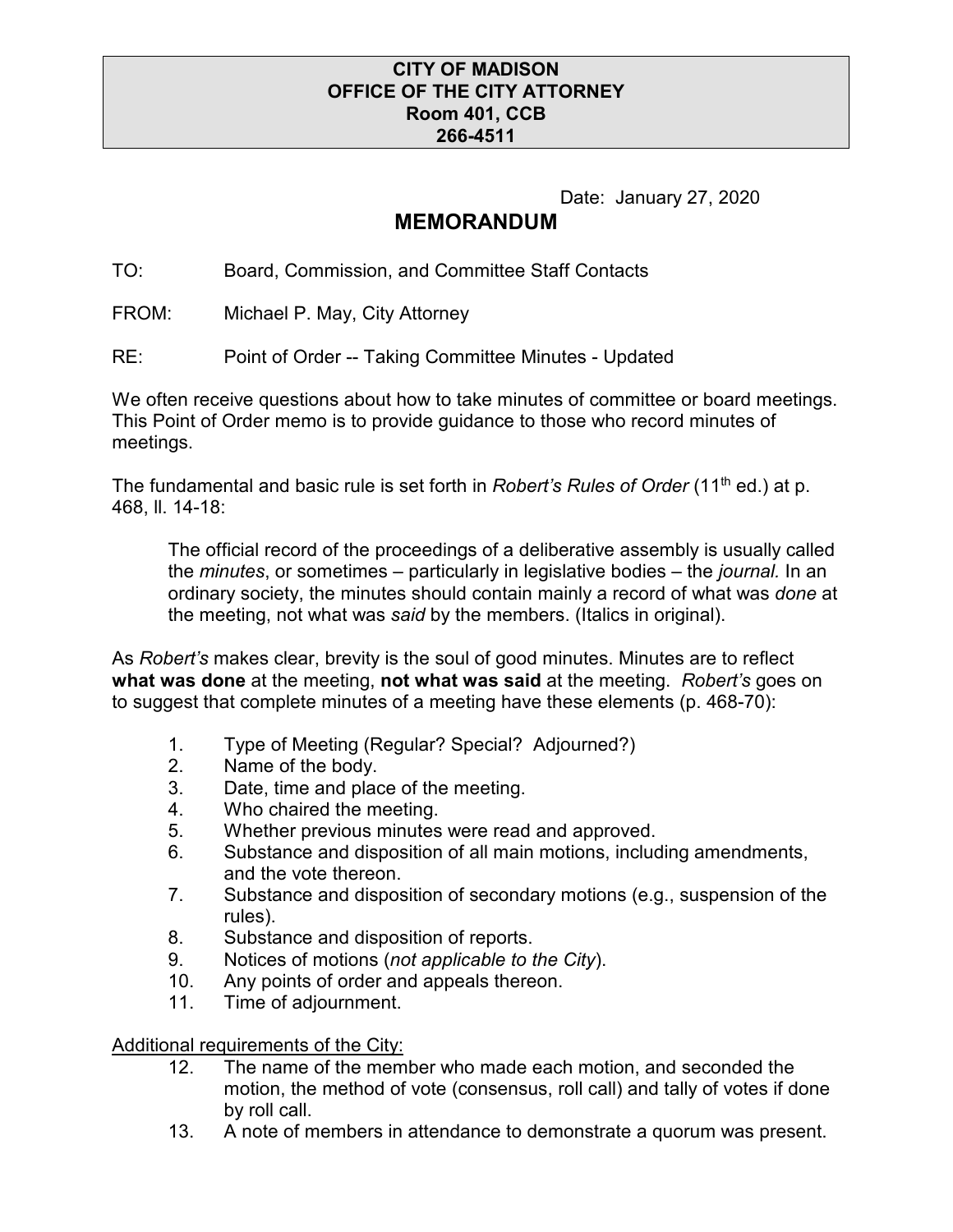**CITY OF MADISON**
**OFFICE OF THE CITY ATTORNEY**
**Room 401, CCB**
**266-4511**

Date: January 27, 2020

# MEMORANDUM

TO: Board, Commission, and Committee Staff Contacts

FROM: Michael P. May, City Attorney

RE: Point of Order -- Taking Committee Minutes - Updated

We often receive questions about how to take minutes of committee or board meetings. This Point of Order memo is to provide guidance to those who record minutes of meetings.

The fundamental and basic rule is set forth in *Robert's Rules of Order* (11th ed.) at p. 468, ll. 14-18:

> The official record of the proceedings of a deliberative assembly is usually called the *minutes*, or sometimes – particularly in legislative bodies – the *journal.* In an ordinary society, the minutes should contain mainly a record of what was *done* at the meeting, not what was *said* by the members. (Italics in original).

As *Robert's* makes clear, brevity is the soul of good minutes. Minutes are to reflect **what was done** at the meeting, **not what was said** at the meeting. *Robert's* goes on to suggest that complete minutes of a meeting have these elements (p. 468-70):

1. Type of Meeting (Regular? Special? Adjourned?)
2. Name of the body.
3. Date, time and place of the meeting.
4. Who chaired the meeting.
5. Whether previous minutes were read and approved.
6. Substance and disposition of all main motions, including amendments, and the vote thereon.
7. Substance and disposition of secondary motions (e.g., suspension of the rules).
8. Substance and disposition of reports.
9. Notices of motions (*not applicable to the City*).
10. Any points of order and appeals thereon.
11. Time of adjournment.

<u>Additional requirements of the City:</u>

12. The name of the member who made each motion, and seconded the motion, the method of vote (consensus, roll call) and tally of votes if done by roll call.
13. A note of members in attendance to demonstrate a quorum was present.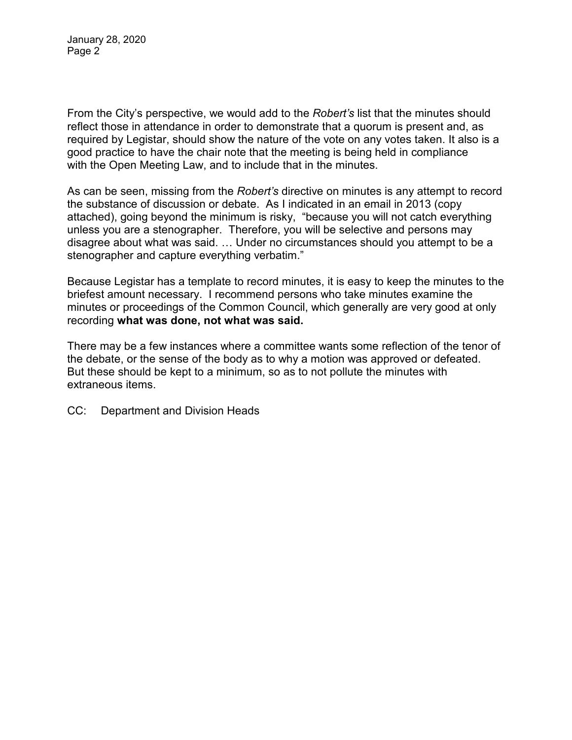From the City's perspective, we would add to the *Robert's* list that the minutes should reflect those in attendance in order to demonstrate that a quorum is present and, as required by Legistar, should show the nature of the vote on any votes taken. It also is a good practice to have the chair note that the meeting is being held in compliance with the Open Meeting Law, and to include that in the minutes.

As can be seen, missing from the *Robert's* directive on minutes is any attempt to record the substance of discussion or debate. As I indicated in an email in 2013 (copy attached), going beyond the minimum is risky, "because you will not catch everything unless you are a stenographer. Therefore, you will be selective and persons may disagree about what was said. … Under no circumstances should you attempt to be a stenographer and capture everything verbatim."

Because Legistar has a template to record minutes, it is easy to keep the minutes to the briefest amount necessary. I recommend persons who take minutes examine the minutes or proceedings of the Common Council, which generally are very good at only recording **what was done, not what was said.**

There may be a few instances where a committee wants some reflection of the tenor of the debate, or the sense of the body as to why a motion was approved or defeated. But these should be kept to a minimum, so as to not pollute the minutes with extraneous items.

CC: Department and Division Heads